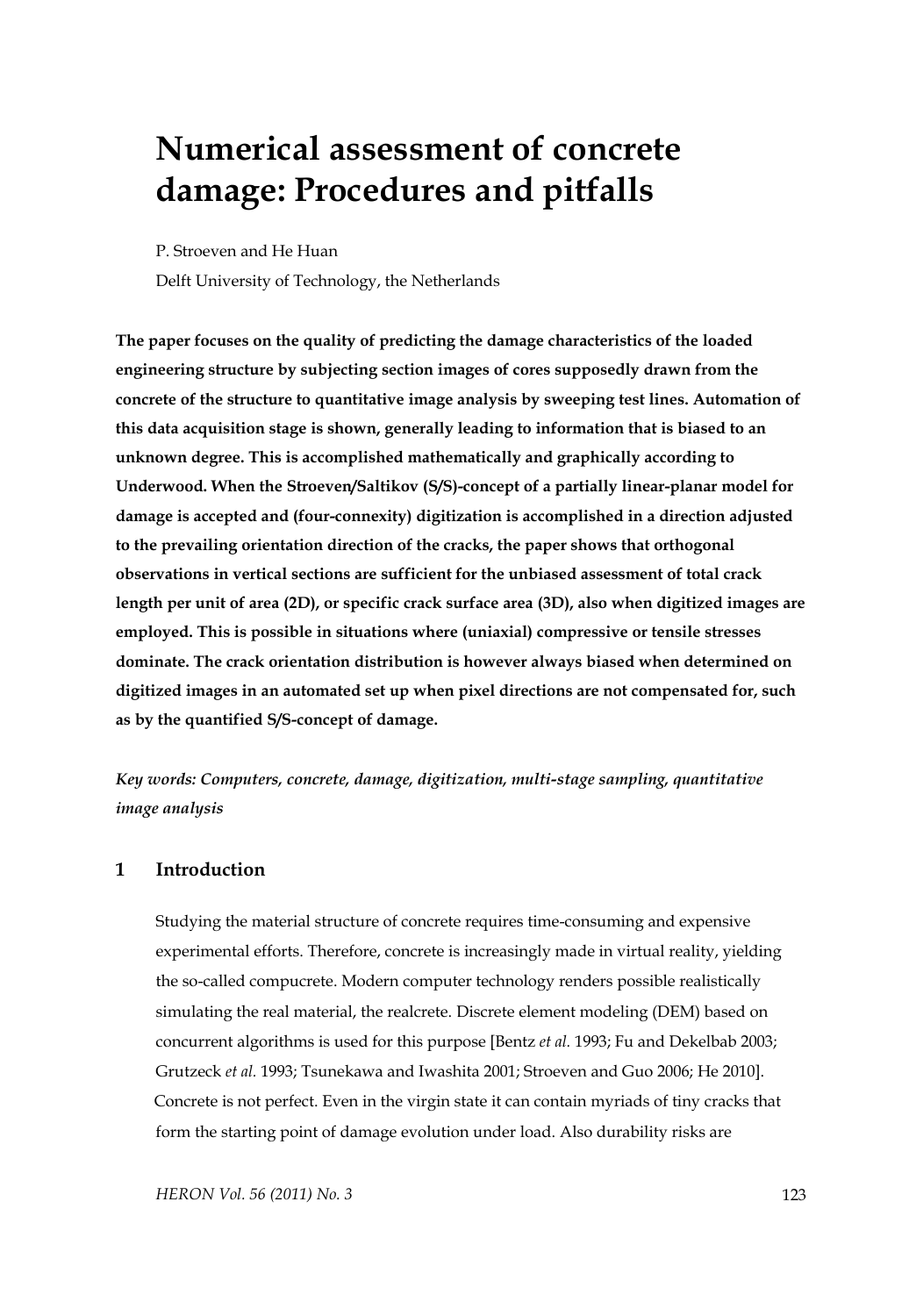# Numerical assessment of concrete damage: Procedures and pitfalls

P. Stroeven and He Huan

Delft University of Technology, the Netherlands

**The paper focuses on the quality of predicting the damage characteristics of the loaded engineering structure by subjecting section images of cores supposedly drawn from the concrete of the structure to quantitative image analysis by sweeping test lines. Automation of this data acquisition stage is shown, generally leading to information that is biased to an unknown degree. This is accomplished mathematically and graphically according to Underwood. When the Stroeven/Saltikov (S/S)-concept of a partially linear-planar model for damage is accepted and (four-connexity) digitization is accomplished in a direction adjusted to the prevailing orientation direction of the cracks, the paper shows that orthogonal observations in vertical sections are sufficient for the unbiased assessment of total crack length per unit of area (2D), or specific crack surface area (3D), also when digitized images are employed. This is possible in situations where (uniaxial) compressive or tensile stresses dominate. The crack orientation distribution is however always biased when determined on digitized images in an automated set up when pixel directions are not compensated for, such as by the quantified S/S-concept of damage.**

*Key words: Computers, concrete, damage, digitization, multi-stage sampling, quantitative image analysis*

## 1 Introduction

Studying the material structure of concrete requires time-consuming and expensive experimental efforts. Therefore, concrete is increasingly made in virtual reality, yielding the so-called compucrete. Modern computer technology renders possible realistically simulating the real material, the realcrete. Discrete element modeling (DEM) based on concurrent algorithms is used for this purpose [Bentz *et al.* 1993; Fu and Dekelbab 2003; Grutzeck *et al.* 1993; Tsunekawa and Iwashita 2001; Stroeven and Guo 2006; He 2010].

Concrete is not perfect. Even in the virgin state it can contain myriads of tiny cracks that form the starting point of damage evolution under load. Also durability risks are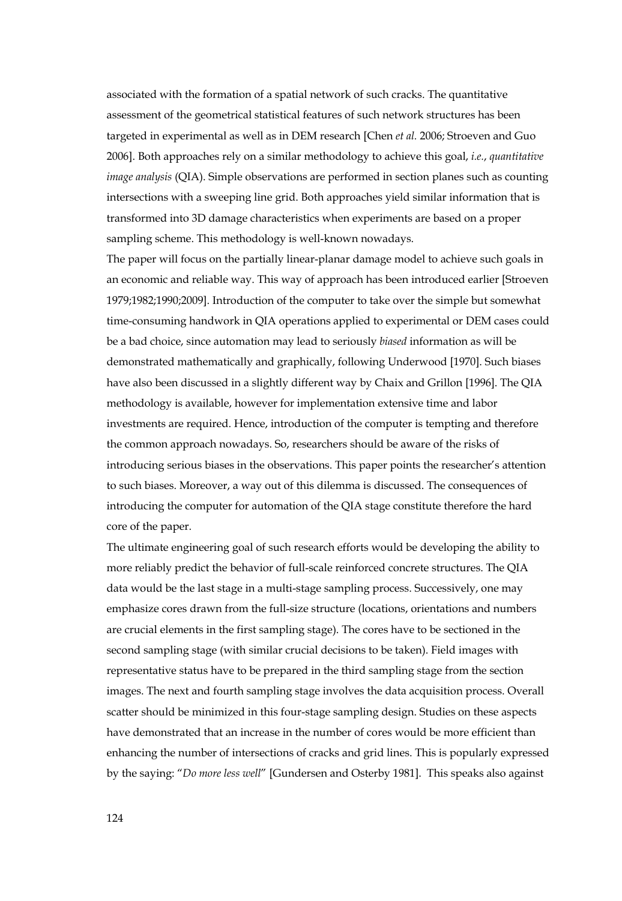associated with the formation of a spatial network of such cracks. The quantitative assessment of the geometrical statistical features of such network structures has been targeted in experimental as well as in DEM research [Chen *et al.* 2006; Stroeven and Guo 2006]. Both approaches rely on a similar methodology to achieve this goal, *i.e.*, *quantitative image analysis* (QIA). Simple observations are performed in section planes such as counting intersections with a sweeping line grid. Both approaches yield similar information that is transformed into 3D damage characteristics when experiments are based on a proper sampling scheme. This methodology is well-known nowadays.

The paper will focus on the partially linear-planar damage model to achieve such goals in an economic and reliable way. This way of approach has been introduced earlier [Stroeven 1979;1982;1990;2009]. Introduction of the computer to take over the simple but somewhat time-consuming handwork in QIA operations applied to experimental or DEM cases could be a bad choice, since automation may lead to seriously *biased* information as will be demonstrated mathematically and graphically, following Underwood [1970]. Such biases have also been discussed in a slightly different way by Chaix and Grillon [1996]. The QIA methodology is available, however for implementation extensive time and labor investments are required. Hence, introduction of the computer is tempting and therefore the common approach nowadays. So, researchers should be aware of the risks of introducing serious biases in the observations. This paper points the researcher's attention to such biases. Moreover, a way out of this dilemma is discussed. The consequences of introducing the computer for automation of the QIA stage constitute therefore the hard core of the paper.

The ultimate engineering goal of such research efforts would be developing the ability to more reliably predict the behavior of full-scale reinforced concrete structures. The QIA data would be the last stage in a multi-stage sampling process. Successively, one may emphasize cores drawn from the full-size structure (locations, orientations and numbers are crucial elements in the first sampling stage). The cores have to be sectioned in the second sampling stage (with similar crucial decisions to be taken). Field images with representative status have to be prepared in the third sampling stage from the section images. The next and fourth sampling stage involves the data acquisition process. Overall scatter should be minimized in this four-stage sampling design. Studies on these aspects have demonstrated that an increase in the number of cores would be more efficient than enhancing the number of intersections of cracks and grid lines. This is popularly expressed by the saying: "*Do more less well*" [Gundersen and Osterby 1981]. This speaks also against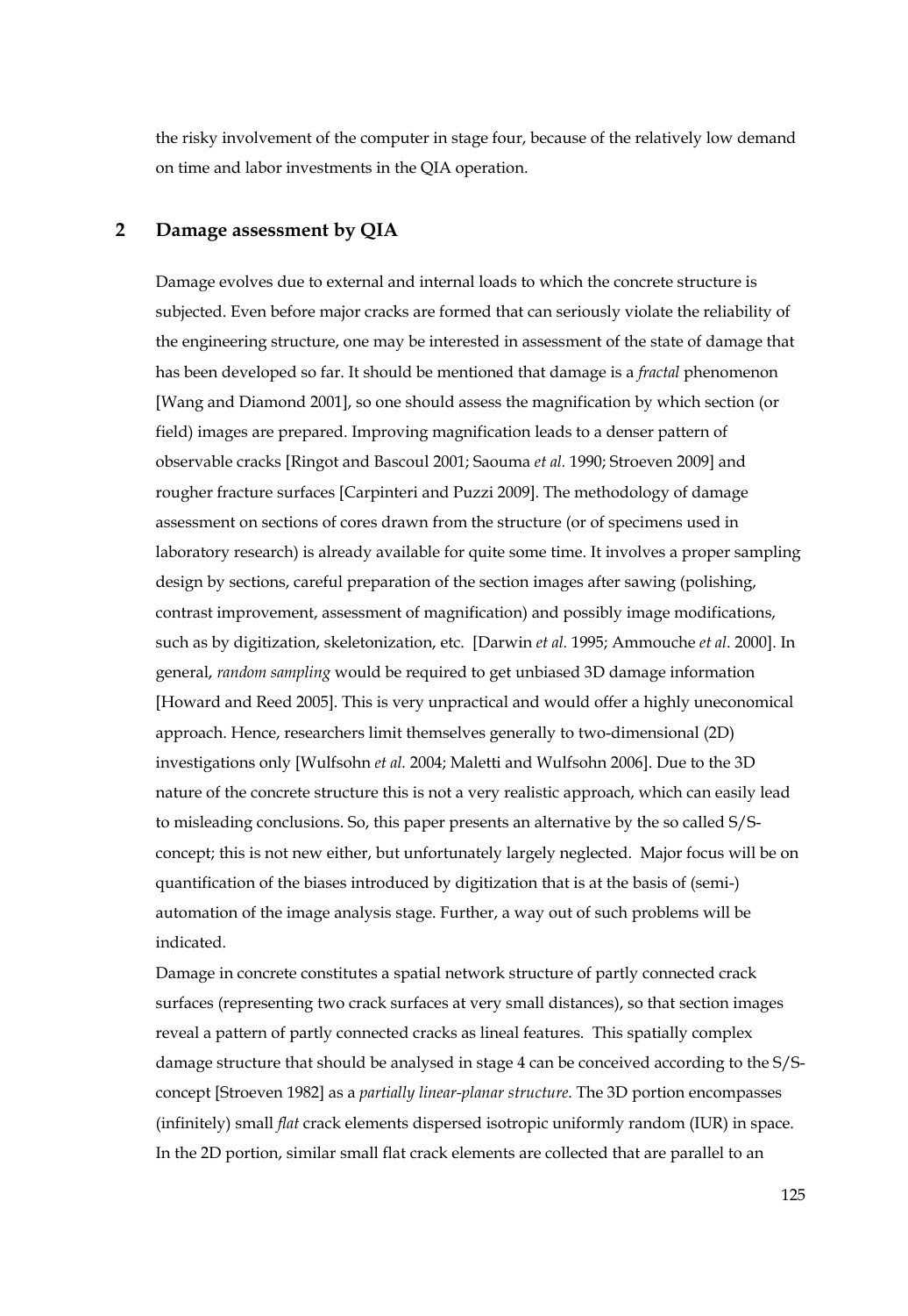the risky involvement of the computer in stage four, because of the relatively low demand on time and labor investments in the QIA operation.

## 2 Damage assessment by QIA

Damage evolves due to external and internal loads to which the concrete structure is subjected. Even before major cracks are formed that can seriously violate the reliability of the engineering structure, one may be interested in assessment of the state of damage that has been developed so far. It should be mentioned that damage is a *fractal* phenomenon [Wang and Diamond 2001], so one should assess the magnification by which section (or field) images are prepared. Improving magnification leads to a denser pattern of observable cracks [Ringot and Bascoul 2001; Saouma *et al.* 1990; Stroeven 2009] and rougher fracture surfaces [Carpinteri and Puzzi 2009]. The methodology of damage assessment on sections of cores drawn from the structure (or of specimens used in laboratory research) is already available for quite some time. It involves a proper sampling design by sections, careful preparation of the section images after sawing (polishing, contrast improvement, assessment of magnification) and possibly image modifications, such as by digitization, skeletonization, etc. [Darwin *et al.* 1995; Ammouche *et al*. 2000]. In general, *random sampling* would be required to get unbiased 3D damage information [Howard and Reed 2005]. This is very unpractical and would offer a highly uneconomical approach. Hence, researchers limit themselves generally to two-dimensional (2D) investigations only [Wulfsohn *et al.* 2004; Maletti and Wulfsohn 2006]. Due to the 3D nature of the concrete structure this is not a very realistic approach, which can easily lead to misleading conclusions. So, this paper presents an alternative by the so called S/S-concept; this is not new either, but unfortunately largely neglected. Major focus will be on quantification of the biases introduced by digitization that is at the basis of (semi-) automation of the image analysis stage. Further, a way out of such problems will be indicated.

Damage in concrete constitutes a spatial network structure of partly connected crack surfaces (representing two crack surfaces at very small distances), so that section images reveal a pattern of partly connected cracks as lineal features. This spatially complex damage structure that should be analysed in stage 4 can be conceived according to the S/S-concept [Stroeven 1982] as a *partially linear-planar structure.* The 3D portion encompasses (infinitely) small *flat* crack elements dispersed isotropic uniformly random (IUR) in space. In the 2D portion, similar small flat crack elements are collected that are parallel to an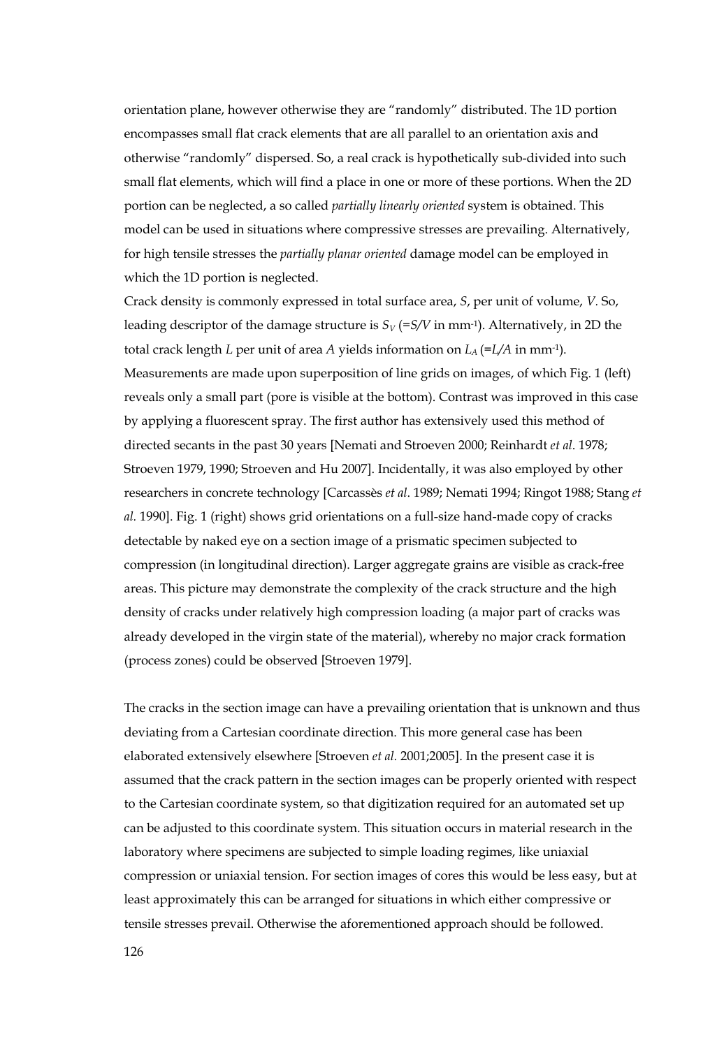orientation plane, however otherwise they are "randomly" distributed. The 1D portion encompasses small flat crack elements that are all parallel to an orientation axis and otherwise "randomly" dispersed. So, a real crack is hypothetically sub-divided into such small flat elements, which will find a place in one or more of these portions. When the 2D portion can be neglected, a so called *partially linearly oriented* system is obtained. This model can be used in situations where compressive stresses are prevailing. Alternatively, for high tensile stresses the *partially planar oriented* damage model can be employed in which the 1D portion is neglected.

Crack density is commonly expressed in total surface area, $S$, per unit of volume, $V$. So, leading descriptor of the damage structure is $S_V$ (=$S/V$ in mm$^{-1}$). Alternatively, in 2D the total crack length $L$ per unit of area $A$ yields information on $L_A$ (=$L/A$ in mm$^{-1}$). Measurements are made upon superposition of line grids on images, of which Fig. 1 (left) reveals only a small part (pore is visible at the bottom). Contrast was improved in this case by applying a fluorescent spray. The first author has extensively used this method of directed secants in the past 30 years [Nemati and Stroeven 2000; Reinhardt *et al*. 1978; Stroeven 1979, 1990; Stroeven and Hu 2007]. Incidentally, it was also employed by other researchers in concrete technology [Carcassès *et al*. 1989; Nemati 1994; Ringot 1988; Stang *et al.* 1990]. Fig. 1 (right) shows grid orientations on a full-size hand-made copy of cracks detectable by naked eye on a section image of a prismatic specimen subjected to compression (in longitudinal direction). Larger aggregate grains are visible as crack-free areas. This picture may demonstrate the complexity of the crack structure and the high density of cracks under relatively high compression loading (a major part of cracks was already developed in the virgin state of the material), whereby no major crack formation (process zones) could be observed [Stroeven 1979].

The cracks in the section image can have a prevailing orientation that is unknown and thus deviating from a Cartesian coordinate direction. This more general case has been elaborated extensively elsewhere [Stroeven *et al.* 2001;2005]. In the present case it is assumed that the crack pattern in the section images can be properly oriented with respect to the Cartesian coordinate system, so that digitization required for an automated set up can be adjusted to this coordinate system. This situation occurs in material research in the laboratory where specimens are subjected to simple loading regimes, like uniaxial compression or uniaxial tension. For section images of cores this would be less easy, but at least approximately this can be arranged for situations in which either compressive or tensile stresses prevail. Otherwise the aforementioned approach should be followed.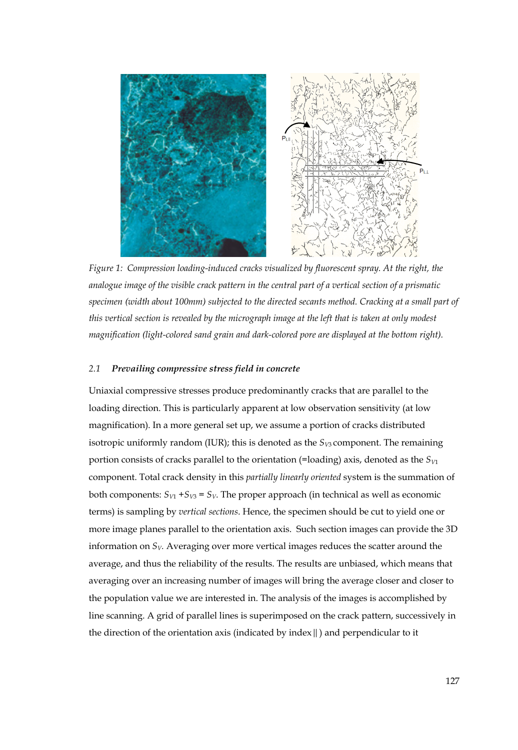*Figure 1: Compression loading-induced cracks visualized by fluorescent spray. At the right, the analogue image of the visible crack pattern in the central part of a vertical section of a prismatic specimen (width about 100mm) subjected to the directed secants method. Cracking at a small part of this vertical section is revealed by the micrograph image at the left that is taken at only modest magnification (light-colored sand grain and dark-colored pore are displayed at the bottom right).*

### 2.1 *Prevailing compressive stress field in concrete*

Uniaxial compressive stresses produce predominantly cracks that are parallel to the loading direction. This is particularly apparent at low observation sensitivity (at low magnification). In a more general set up, we assume a portion of cracks distributed isotropic uniformly random (IUR); this is denoted as the $S_{V3}$ component. The remaining portion consists of cracks parallel to the orientation (=loading) axis, denoted as the $S_{V1}$ component. Total crack density in this *partially linearly oriented* system is the summation of both components: $S_{V1} + S_{V3} = S_V$. The proper approach (in technical as well as economic terms) is sampling by *vertical sections*. Hence, the specimen should be cut to yield one or more image planes parallel to the orientation axis. Such section images can provide the 3D information on $S_V$. Averaging over more vertical images reduces the scatter around the average, and thus the reliability of the results. The results are unbiased, which means that averaging over an increasing number of images will bring the average closer and closer to the population value we are interested in. The analysis of the images is accomplished by line scanning. A grid of parallel lines is superimposed on the crack pattern, successively in the direction of the orientation axis (indicated by index || ) and perpendicular to it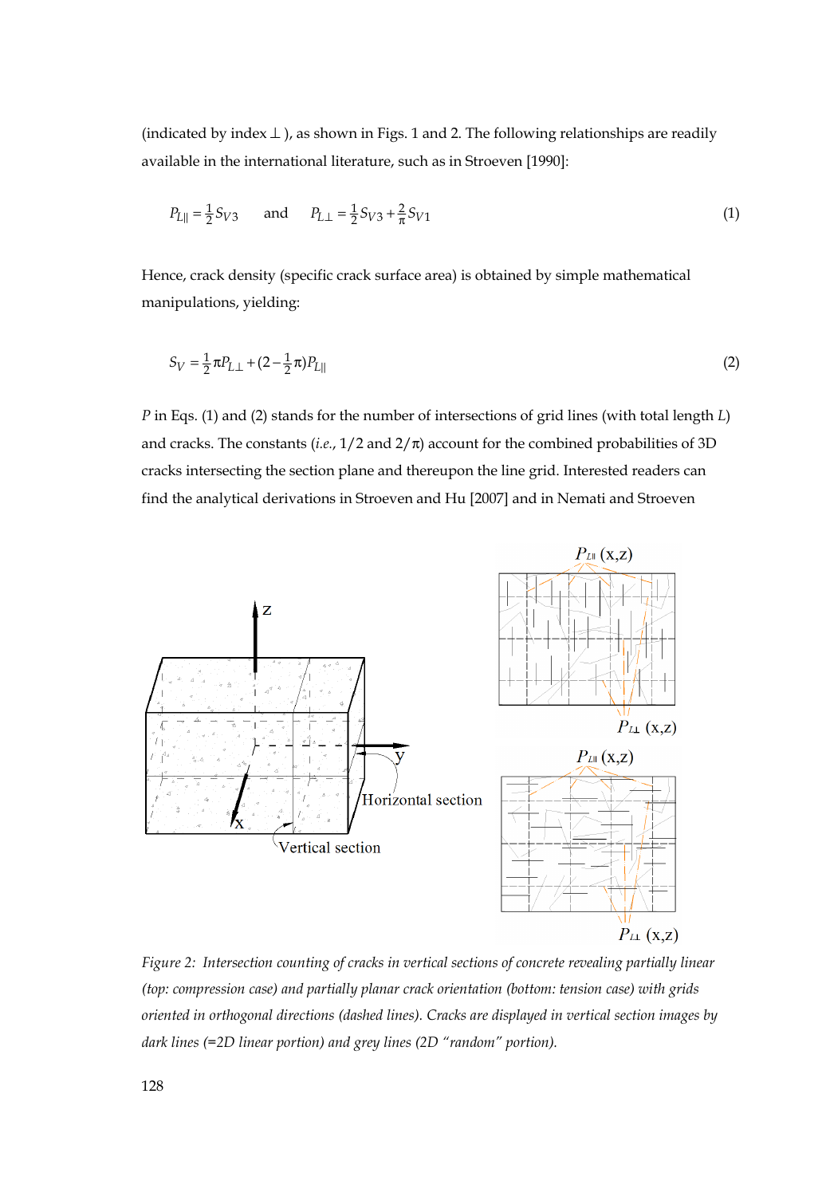(indicated by index ⊥ ), as shown in Figs. 1 and 2. The following relationships are readily available in the international literature, such as in Stroeven [1990]:

$$P_{L\|} = \frac{1}{2}S_{V3} \quad \text{and} \quad P_{L\perp} = \frac{1}{2}S_{V3} + \frac{2}{\pi}S_{V1} \tag{1}$$

Hence, crack density (specific crack surface area) is obtained by simple mathematical manipulations, yielding:

$$S_V = \frac{1}{2}\pi P_{L\perp} + (2 - \frac{1}{2}\pi)P_{L\|} \tag{2}$$

$P$ in Eqs. (1) and (2) stands for the number of intersections of grid lines (with total length $L$) and cracks. The constants (*i.e.*, $1/2$ and $2/\pi$) account for the combined probabilities of 3D cracks intersecting the section plane and thereupon the line grid. Interested readers can find the analytical derivations in Stroeven and Hu [2007] and in Nemati and Stroeven

*Figure 2: Intersection counting of cracks in vertical sections of concrete revealing partially linear (top: compression case) and partially planar crack orientation (bottom: tension case) with grids oriented in orthogonal directions (dashed lines). Cracks are displayed in vertical section images by dark lines (=2D linear portion) and grey lines (2D "random" portion).*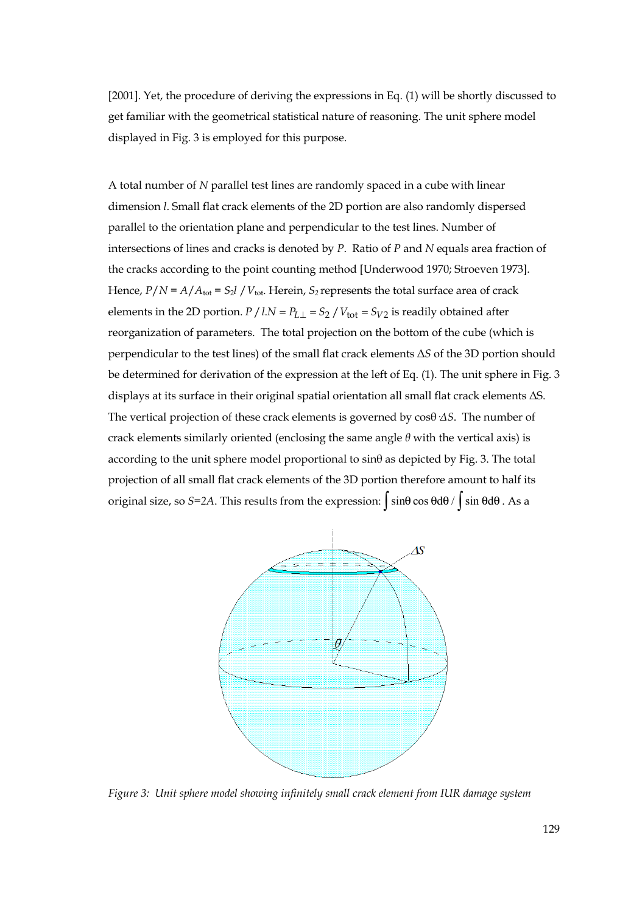[2001]. Yet, the procedure of deriving the expressions in Eq. (1) will be shortly discussed to get familiar with the geometrical statistical nature of reasoning. The unit sphere model displayed in Fig. 3 is employed for this purpose.

A total number of $N$ parallel test lines are randomly spaced in a cube with linear dimension $l$. Small flat crack elements of the 2D portion are also randomly dispersed parallel to the orientation plane and perpendicular to the test lines. Number of intersections of lines and cracks is denoted by $P$. Ratio of $P$ and $N$ equals area fraction of the cracks according to the point counting method [Underwood 1970; Stroeven 1973]. Hence, $P/N = A/A_{\text{tot}} = S_2 l\ /\ V_{\text{tot}}$. Herein, $S_2$ represents the total surface area of crack elements in the 2D portion. $P\ /\ l.N = P_{L\perp} = S_2\ /\ V_{\text{tot}} = S_{V2}$ is readily obtained after reorganization of parameters. The total projection on the bottom of the cube (which is perpendicular to the test lines) of the small flat crack elements $\Delta S$ of the 3D portion should be determined for derivation of the expression at the left of Eq. (1). The unit sphere in Fig. 3 displays at its surface in their original spatial orientation all small flat crack elements $\Delta S$. The vertical projection of these crack elements is governed by $\cos\theta \cdot \Delta S$. The number of crack elements similarly oriented (enclosing the same angle $\theta$ with the vertical axis) is according to the unit sphere model proportional to $\sin\theta$ as depicted by Fig. 3. The total projection of all small flat crack elements of the 3D portion therefore amount to half its original size, so $S=2A$. This results from the expression: $\int \sin\theta \cos\theta d\theta\ /\ \int \sin\theta d\theta$ . As a

*Figure 3: Unit sphere model showing infinitely small crack element from IUR damage system*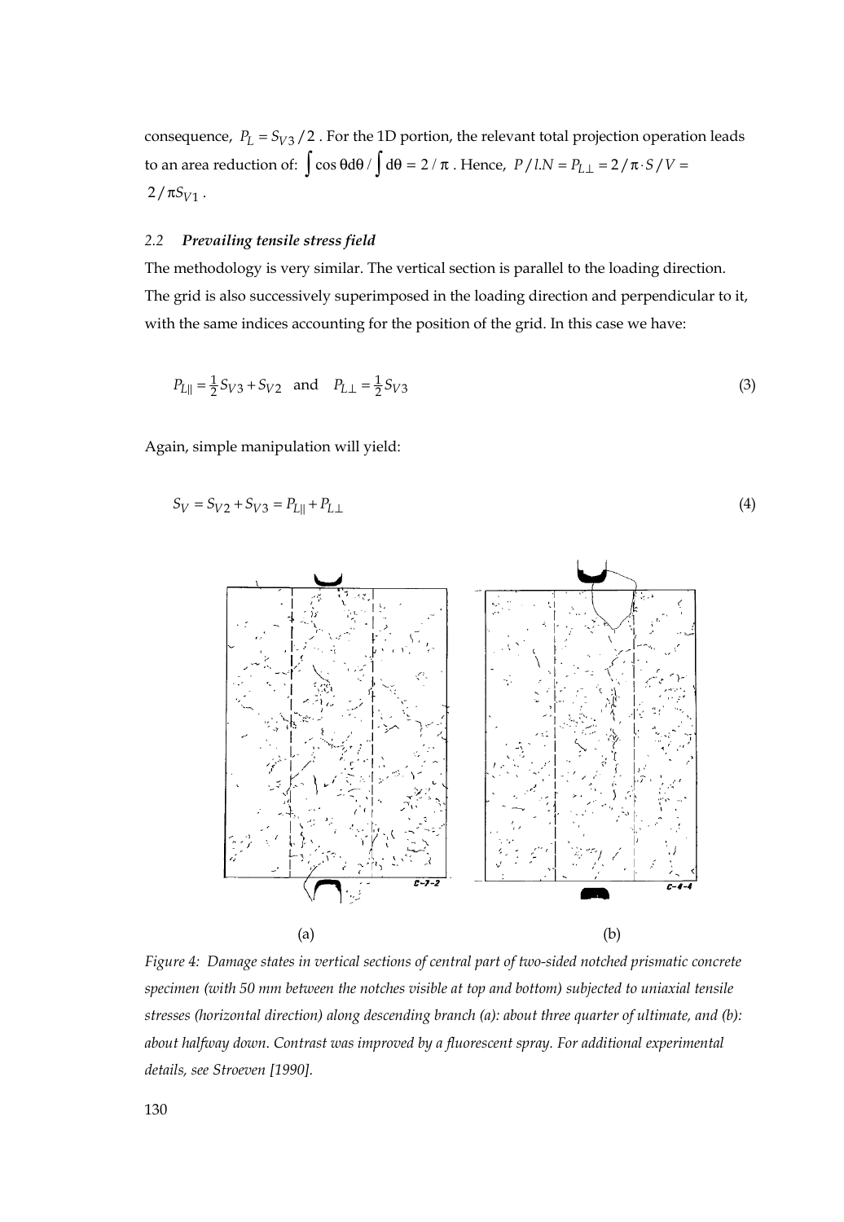consequence, $P_L = S_{V3}/2$ . For the 1D portion, the relevant total projection operation leads to an area reduction of: $\int \cos\theta d\theta / \int d\theta = 2/\pi$ . Hence, $P/l.N = P_{L\perp} = 2/\pi \cdot S/V = 2/\pi S_{V1}$ .

### 2.2 *Prevailing tensile stress field*

The methodology is very similar. The vertical section is parallel to the loading direction. The grid is also successively superimposed in the loading direction and perpendicular to it, with the same indices accounting for the position of the grid. In this case we have:

$$P_{L||} = \tfrac{1}{2}S_{V3} + S_{V2} \quad \text{and} \quad P_{L\perp} = \tfrac{1}{2}S_{V3} \tag{3}$$

Again, simple manipulation will yield:

$$S_V = S_{V2} + S_{V3} = P_{L||} + P_{L\perp} \tag{4}$$

(a) (b)

*Figure 4: Damage states in vertical sections of central part of two-sided notched prismatic concrete specimen (with 50 mm between the notches visible at top and bottom) subjected to uniaxial tensile stresses (horizontal direction) along descending branch (a): about three quarter of ultimate, and (b): about halfway down. Contrast was improved by a fluorescent spray. For additional experimental details, see Stroeven [1990].*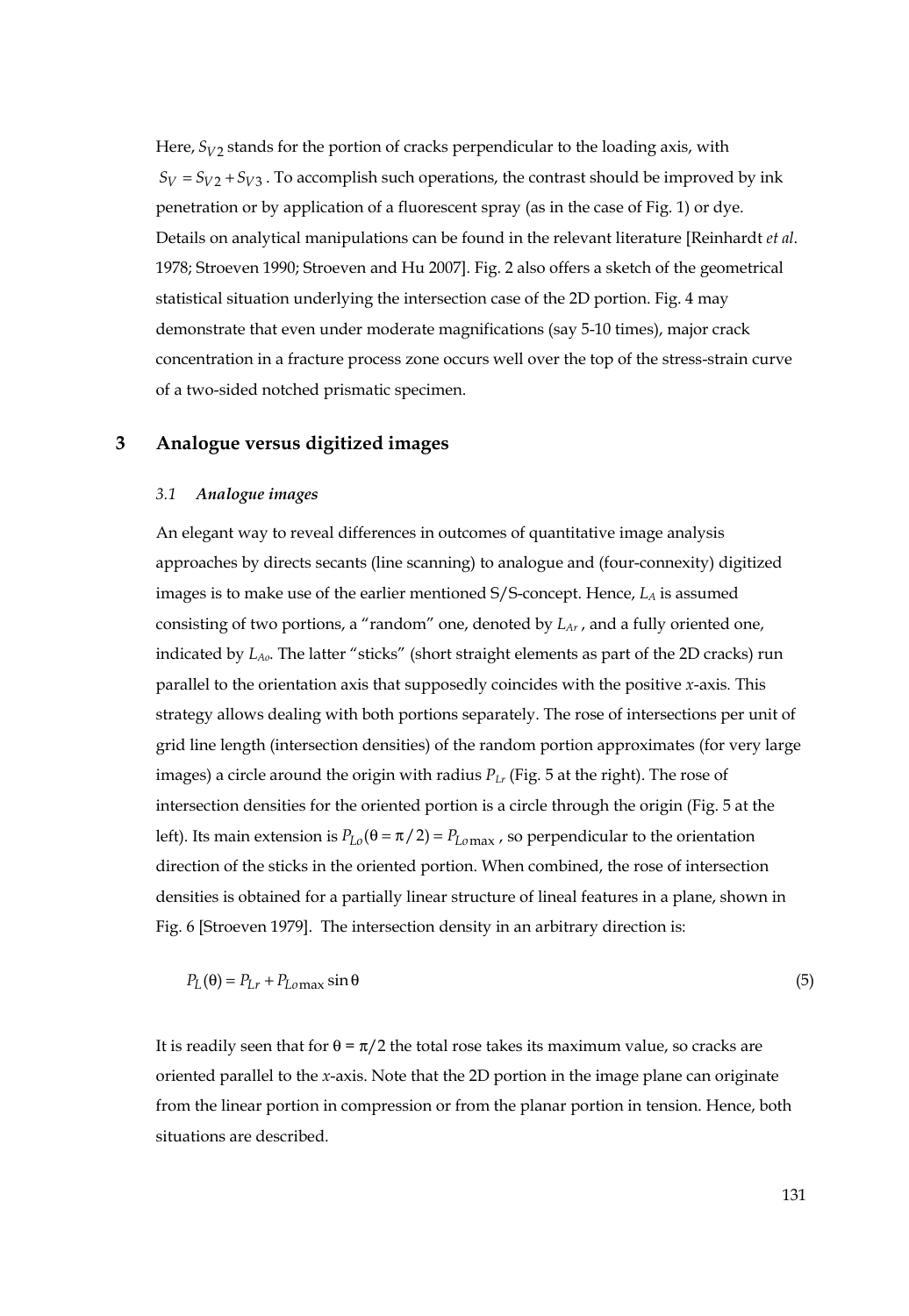Here, $S_{V2}$ stands for the portion of cracks perpendicular to the loading axis, with $S_V = S_{V2} + S_{V3}$. To accomplish such operations, the contrast should be improved by ink penetration or by application of a fluorescent spray (as in the case of Fig. 1) or dye. Details on analytical manipulations can be found in the relevant literature [Reinhardt *et al*. 1978; Stroeven 1990; Stroeven and Hu 2007]. Fig. 2 also offers a sketch of the geometrical statistical situation underlying the intersection case of the 2D portion. Fig. 4 may demonstrate that even under moderate magnifications (say 5-10 times), major crack concentration in a fracture process zone occurs well over the top of the stress-strain curve of a two-sided notched prismatic specimen.

## 3 Analogue versus digitized images

### *3.1 Analogue images*

An elegant way to reveal differences in outcomes of quantitative image analysis approaches by directs secants (line scanning) to analogue and (four-connexity) digitized images is to make use of the earlier mentioned S/S-concept. Hence, $L_A$ is assumed consisting of two portions, a "random" one, denoted by $L_{Ar}$, and a fully oriented one, indicated by $L_{Ao}$. The latter "sticks" (short straight elements as part of the 2D cracks) run parallel to the orientation axis that supposedly coincides with the positive *x*-axis. This strategy allows dealing with both portions separately. The rose of intersections per unit of grid line length (intersection densities) of the random portion approximates (for very large images) a circle around the origin with radius $P_{Lr}$ (Fig. 5 at the right). The rose of intersection densities for the oriented portion is a circle through the origin (Fig. 5 at the left). Its main extension is $P_{Lo}(\theta = \pi/2) = P_{Lo\max}$, so perpendicular to the orientation direction of the sticks in the oriented portion. When combined, the rose of intersection densities is obtained for a partially linear structure of lineal features in a plane, shown in Fig. 6 [Stroeven 1979]. The intersection density in an arbitrary direction is:

$$P_L(\theta) = P_{Lr} + P_{Lo\max} \sin\theta \tag{5}$$

It is readily seen that for $\theta = \pi/2$ the total rose takes its maximum value, so cracks are oriented parallel to the *x*-axis. Note that the 2D portion in the image plane can originate from the linear portion in compression or from the planar portion in tension. Hence, both situations are described.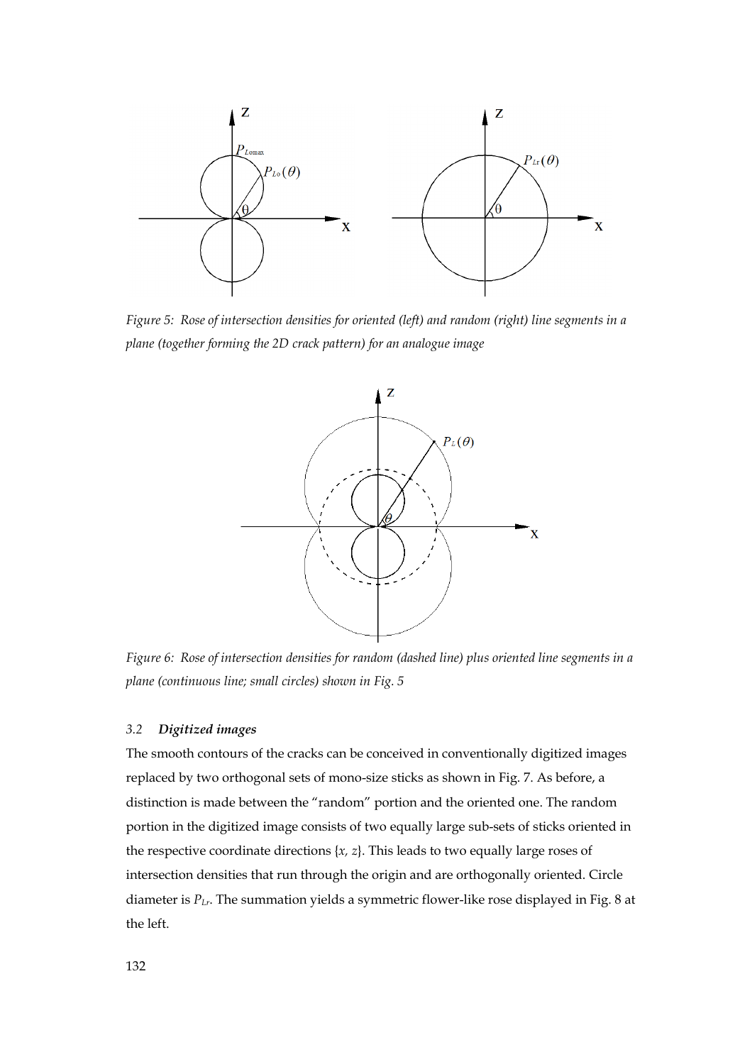*Figure 5: Rose of intersection densities for oriented (left) and random (right) line segments in a plane (together forming the 2D crack pattern) for an analogue image*

*Figure 6: Rose of intersection densities for random (dashed line) plus oriented line segments in a plane (continuous line; small circles) shown in Fig. 5*

### 3.2 *Digitized images*

The smooth contours of the cracks can be conceived in conventionally digitized images replaced by two orthogonal sets of mono-size sticks as shown in Fig. 7. As before, a distinction is made between the "random" portion and the oriented one. The random portion in the digitized image consists of two equally large sub-sets of sticks oriented in the respective coordinate directions {*x, z*}. This leads to two equally large roses of intersection densities that run through the origin and are orthogonally oriented. Circle diameter is $P_{Lr}$. The summation yields a symmetric flower-like rose displayed in Fig. 8 at the left.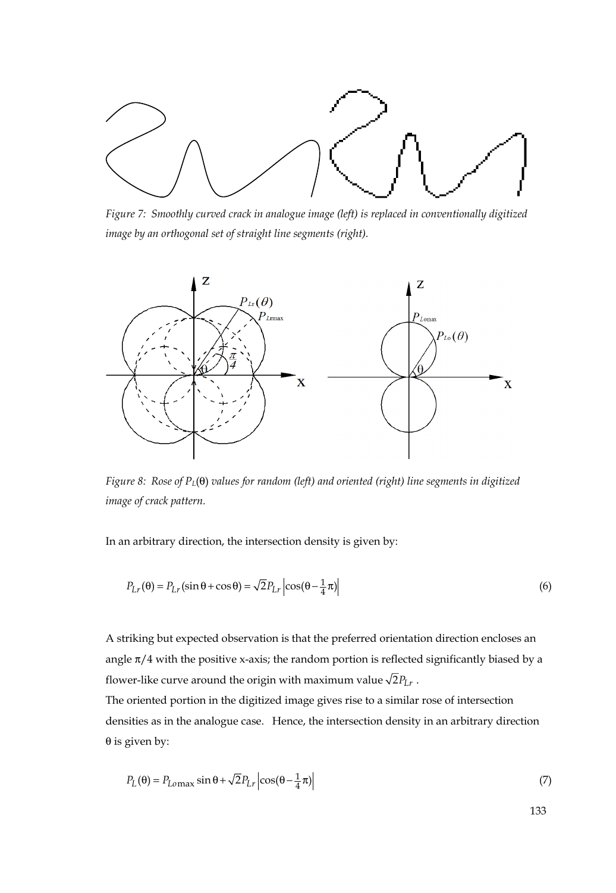*Figure 7: Smoothly curved crack in analogue image (left) is replaced in conventionally digitized image by an orthogonal set of straight line segments (right).*

*Figure 8: Rose of $P_L(\theta)$ values for random (left) and oriented (right) line segments in digitized image of crack pattern.*

In an arbitrary direction, the intersection density is given by:

$$P_{Lr}(\theta) = P_{Lr}(\sin\theta + \cos\theta) = \sqrt{2}P_{Lr}\left|\cos(\theta - \tfrac{1}{4}\pi)\right| \tag{6}$$

A striking but expected observation is that the preferred orientation direction encloses an angle $\pi/4$ with the positive x-axis; the random portion is reflected significantly biased by a flower-like curve around the origin with maximum value $\sqrt{2}P_{Lr}$ .

The oriented portion in the digitized image gives rise to a similar rose of intersection densities as in the analogue case. Hence, the intersection density in an arbitrary direction $\theta$ is given by:

$$P_L(\theta) = P_{Lo\max}\sin\theta + \sqrt{2}P_{Lr}\left|\cos(\theta - \tfrac{1}{4}\pi)\right| \tag{7}$$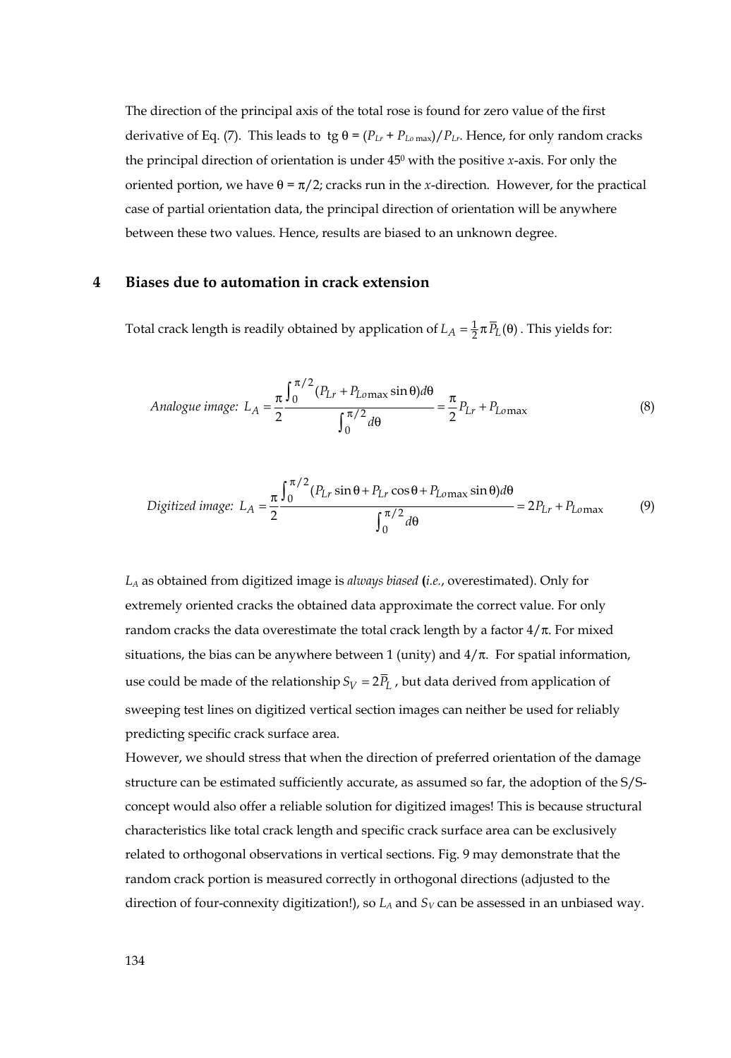The direction of the principal axis of the total rose is found for zero value of the first derivative of Eq. (7). This leads to $\mathrm{tg}\,\theta = (P_{Lr} + P_{Lo\max})/P_{Lr}$. Hence, for only random cracks the principal direction of orientation is under $45^0$ with the positive *x*-axis. For only the oriented portion, we have $\theta = \pi/2$; cracks run in the *x*-direction. However, for the practical case of partial orientation data, the principal direction of orientation will be anywhere between these two values. Hence, results are biased to an unknown degree.

## 4 Biases due to automation in crack extension

Total crack length is readily obtained by application of $L_A = \frac{1}{2}\pi \overline{P}_L(\theta)$. This yields for:

$$\textit{Analogue image: } L_A = \frac{\pi}{2}\frac{\int_0^{\pi/2}(P_{Lr} + P_{Lo\max}\sin\theta)d\theta}{\int_0^{\pi/2}d\theta} = \frac{\pi}{2}P_{Lr} + P_{Lo\max} \tag{8}$$

$$\textit{Digitized image: } L_A = \frac{\pi}{2}\frac{\int_0^{\pi/2}(P_{Lr}\sin\theta + P_{Lr}\cos\theta + P_{Lo\max}\sin\theta)d\theta}{\int_0^{\pi/2}d\theta} = 2P_{Lr} + P_{Lo\max} \tag{9}$$

$L_A$ as obtained from digitized image is *always biased* (*i.e.*, overestimated). Only for extremely oriented cracks the obtained data approximate the correct value. For only random cracks the data overestimate the total crack length by a factor $4/\pi$. For mixed situations, the bias can be anywhere between 1 (unity) and $4/\pi$. For spatial information, use could be made of the relationship $S_V = 2\overline{P}_L$, but data derived from application of sweeping test lines on digitized vertical section images can neither be used for reliably predicting specific crack surface area.

However, we should stress that when the direction of preferred orientation of the damage structure can be estimated sufficiently accurate, as assumed so far, the adoption of the S/S-concept would also offer a reliable solution for digitized images! This is because structural characteristics like total crack length and specific crack surface area can be exclusively related to orthogonal observations in vertical sections. Fig. 9 may demonstrate that the random crack portion is measured correctly in orthogonal directions (adjusted to the direction of four-connexity digitization!), so $L_A$ and $S_V$ can be assessed in an unbiased way.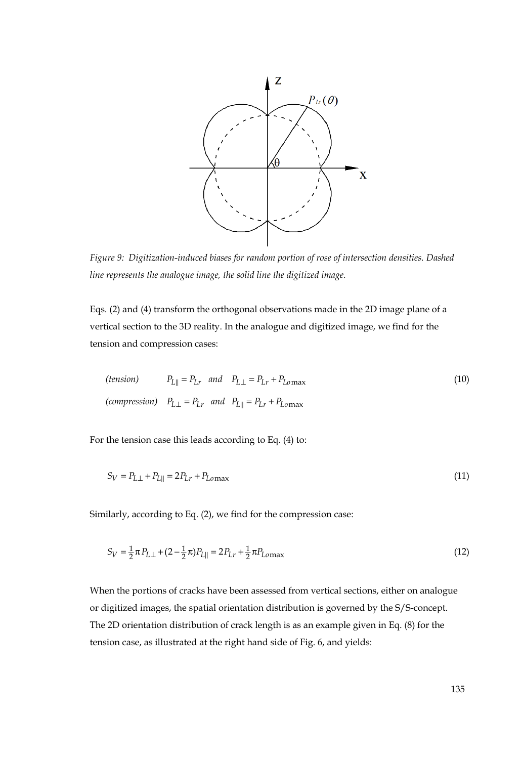Figure 9: Digitization-induced biases for random portion of rose of intersection densities. Dashed line represents the analogue image, the solid line the digitized image.

Eqs. (2) and (4) transform the orthogonal observations made in the 2D image plane of a vertical section to the 3D reality. In the analogue and digitized image, we find for the tension and compression cases:

$$\text{(tension)} \qquad P_{L\|} = P_{Lr} \quad \text{and} \quad P_{L\perp} = P_{Lr} + P_{Lo\max} \tag{10}$$

$$\text{(compression)} \quad P_{L\perp} = P_{Lr} \quad \text{and} \quad P_{L\|} = P_{Lr} + P_{Lo\max}$$

For the tension case this leads according to Eq. (4) to:

$$S_V = P_{L\perp} + P_{L\|} = 2P_{Lr} + P_{Lo\max} \tag{11}$$

Similarly, according to Eq. (2), we find for the compression case:

$$S_V = \tfrac{1}{2}\pi P_{L\perp} + (2 - \tfrac{1}{2}\pi)P_{L\|} = 2P_{Lr} + \tfrac{1}{2}\pi P_{Lo\max} \tag{12}$$

When the portions of cracks have been assessed from vertical sections, either on analogue or digitized images, the spatial orientation distribution is governed by the S/S-concept. The 2D orientation distribution of crack length is as an example given in Eq. (8) for the tension case, as illustrated at the right hand side of Fig. 6, and yields: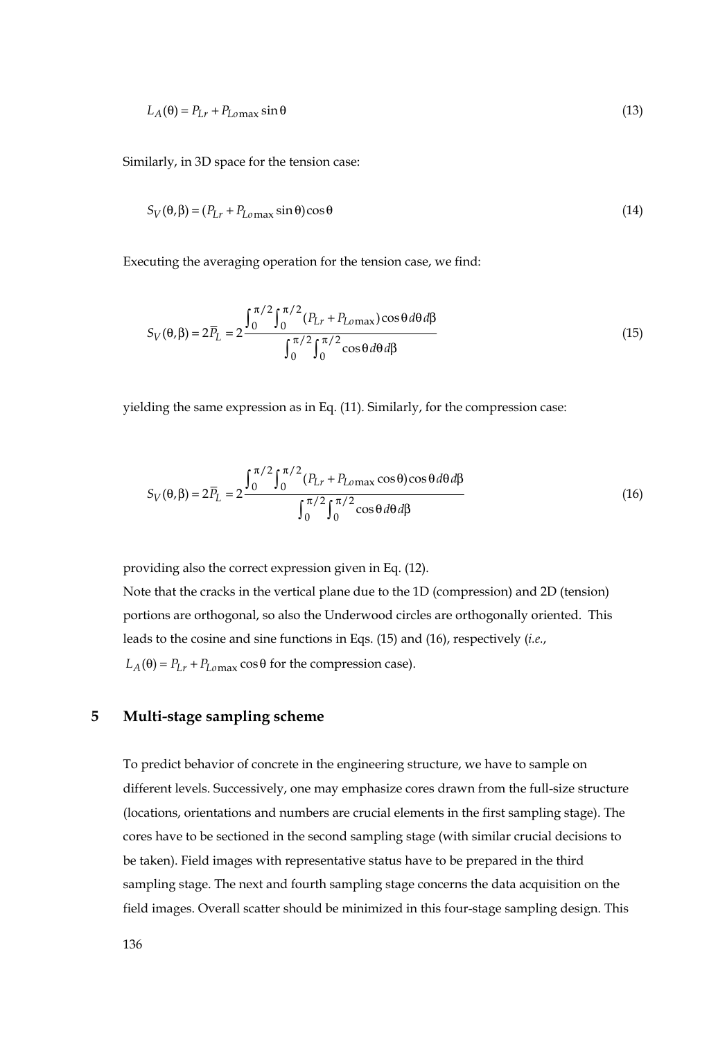$$L_A(\theta) = P_{Lr} + P_{Lo\max} \sin\theta \tag{13}$$

Similarly, in 3D space for the tension case:

$$S_V(\theta,\beta) = (P_{Lr} + P_{Lo\max} \sin\theta)\cos\theta \tag{14}$$

Executing the averaging operation for the tension case, we find:

$$S_V(\theta,\beta) = 2\overline{P}_L = 2\frac{\int_0^{\pi/2}\int_0^{\pi/2}(P_{Lr} + P_{Lo\max})\cos\theta\, d\theta\, d\beta}{\int_0^{\pi/2}\int_0^{\pi/2}\cos\theta\, d\theta\, d\beta} \tag{15}$$

yielding the same expression as in Eq. (11). Similarly, for the compression case:

$$S_V(\theta,\beta) = 2\overline{P}_L = 2\frac{\int_0^{\pi/2}\int_0^{\pi/2}(P_{Lr} + P_{Lo\max}\cos\theta)\cos\theta\, d\theta\, d\beta}{\int_0^{\pi/2}\int_0^{\pi/2}\cos\theta\, d\theta\, d\beta} \tag{16}$$

providing also the correct expression given in Eq. (12).

Note that the cracks in the vertical plane due to the 1D (compression) and 2D (tension) portions are orthogonal, so also the Underwood circles are orthogonally oriented. This leads to the cosine and sine functions in Eqs. (15) and (16), respectively (*i.e.*, $L_A(\theta) = P_{Lr} + P_{Lo\max}\cos\theta$ for the compression case).

## 5 Multi-stage sampling scheme

To predict behavior of concrete in the engineering structure, we have to sample on different levels. Successively, one may emphasize cores drawn from the full-size structure (locations, orientations and numbers are crucial elements in the first sampling stage). The cores have to be sectioned in the second sampling stage (with similar crucial decisions to be taken). Field images with representative status have to be prepared in the third sampling stage. The next and fourth sampling stage concerns the data acquisition on the field images. Overall scatter should be minimized in this four-stage sampling design. This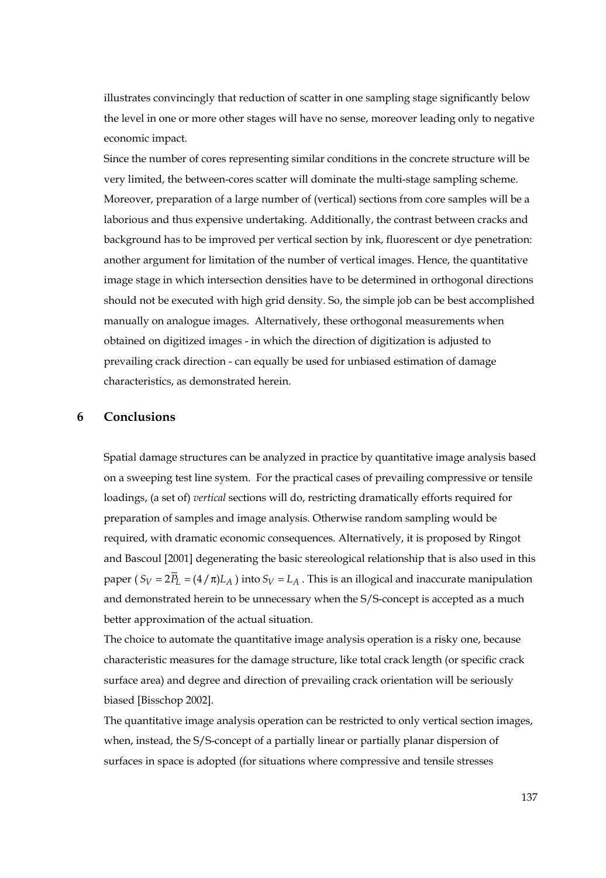illustrates convincingly that reduction of scatter in one sampling stage significantly below the level in one or more other stages will have no sense, moreover leading only to negative economic impact.

Since the number of cores representing similar conditions in the concrete structure will be very limited, the between-cores scatter will dominate the multi-stage sampling scheme. Moreover, preparation of a large number of (vertical) sections from core samples will be a laborious and thus expensive undertaking. Additionally, the contrast between cracks and background has to be improved per vertical section by ink, fluorescent or dye penetration: another argument for limitation of the number of vertical images. Hence, the quantitative image stage in which intersection densities have to be determined in orthogonal directions should not be executed with high grid density. So, the simple job can be best accomplished manually on analogue images. Alternatively, these orthogonal measurements when obtained on digitized images - in which the direction of digitization is adjusted to prevailing crack direction - can equally be used for unbiased estimation of damage characteristics, as demonstrated herein.

## 6 Conclusions

Spatial damage structures can be analyzed in practice by quantitative image analysis based on a sweeping test line system. For the practical cases of prevailing compressive or tensile loadings, (a set of) *vertical* sections will do, restricting dramatically efforts required for preparation of samples and image analysis. Otherwise random sampling would be required, with dramatic economic consequences. Alternatively, it is proposed by Ringot and Bascoul [2001] degenerating the basic stereological relationship that is also used in this paper ( $S_V = 2\overline{P}_L = (4/\pi)L_A$ ) into $S_V = L_A$ . This is an illogical and inaccurate manipulation and demonstrated herein to be unnecessary when the S/S-concept is accepted as a much better approximation of the actual situation.

The choice to automate the quantitative image analysis operation is a risky one, because characteristic measures for the damage structure, like total crack length (or specific crack surface area) and degree and direction of prevailing crack orientation will be seriously biased [Bisschop 2002].

The quantitative image analysis operation can be restricted to only vertical section images, when, instead, the S/S-concept of a partially linear or partially planar dispersion of surfaces in space is adopted (for situations where compressive and tensile stresses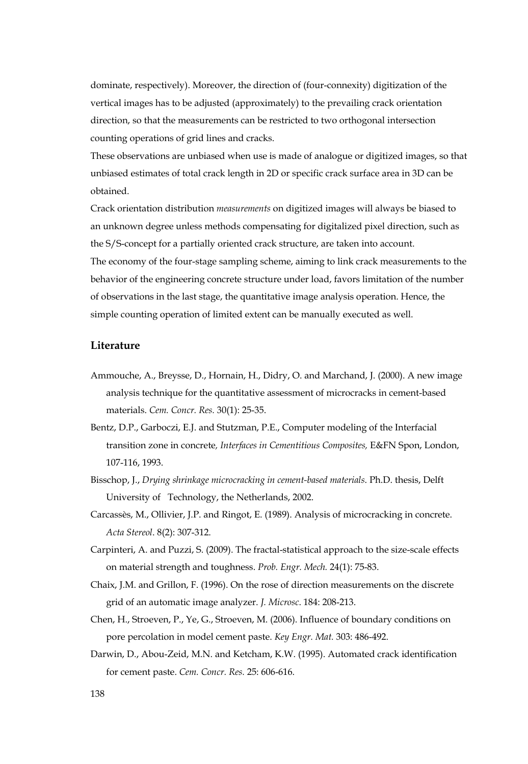dominate, respectively). Moreover, the direction of (four-connexity) digitization of the vertical images has to be adjusted (approximately) to the prevailing crack orientation direction, so that the measurements can be restricted to two orthogonal intersection counting operations of grid lines and cracks.

These observations are unbiased when use is made of analogue or digitized images, so that unbiased estimates of total crack length in 2D or specific crack surface area in 3D can be obtained.

Crack orientation distribution *measurements* on digitized images will always be biased to an unknown degree unless methods compensating for digitalized pixel direction, such as the S/S-concept for a partially oriented crack structure, are taken into account.

The economy of the four-stage sampling scheme, aiming to link crack measurements to the behavior of the engineering concrete structure under load, favors limitation of the number of observations in the last stage, the quantitative image analysis operation. Hence, the simple counting operation of limited extent can be manually executed as well.

## Literature

Ammouche, A., Breysse, D., Hornain, H., Didry, O. and Marchand, J. (2000). A new image analysis technique for the quantitative assessment of microcracks in cement-based materials. *Cem. Concr. Res.* 30(1): 25-35.

Bentz, D.P., Garboczi, E.J. and Stutzman, P.E., Computer modeling of the Interfacial transition zone in concrete, *Interfaces in Cementitious Composites,* E&FN Spon, London, 107-116, 1993.

Bisschop, J., *Drying shrinkage microcracking in cement-based materials*. Ph.D. thesis, Delft University of Technology, the Netherlands, 2002.

Carcassès, M., Ollivier, J.P. and Ringot, E. (1989). Analysis of microcracking in concrete. *Acta Stereol*. 8(2): 307-312.

Carpinteri, A. and Puzzi, S. (2009). The fractal-statistical approach to the size-scale effects on material strength and toughness. *Prob. Engr. Mech.* 24(1): 75-83.

Chaix, J.M. and Grillon, F. (1996). On the rose of direction measurements on the discrete grid of an automatic image analyzer. *J. Microsc*. 184: 208-213.

Chen, H., Stroeven, P., Ye, G., Stroeven, M. (2006). Influence of boundary conditions on pore percolation in model cement paste. *Key Engr. Mat.* 303: 486-492.

Darwin, D., Abou-Zeid, M.N. and Ketcham, K.W. (1995). Automated crack identification for cement paste. *Cem. Concr. Res.* 25: 606-616.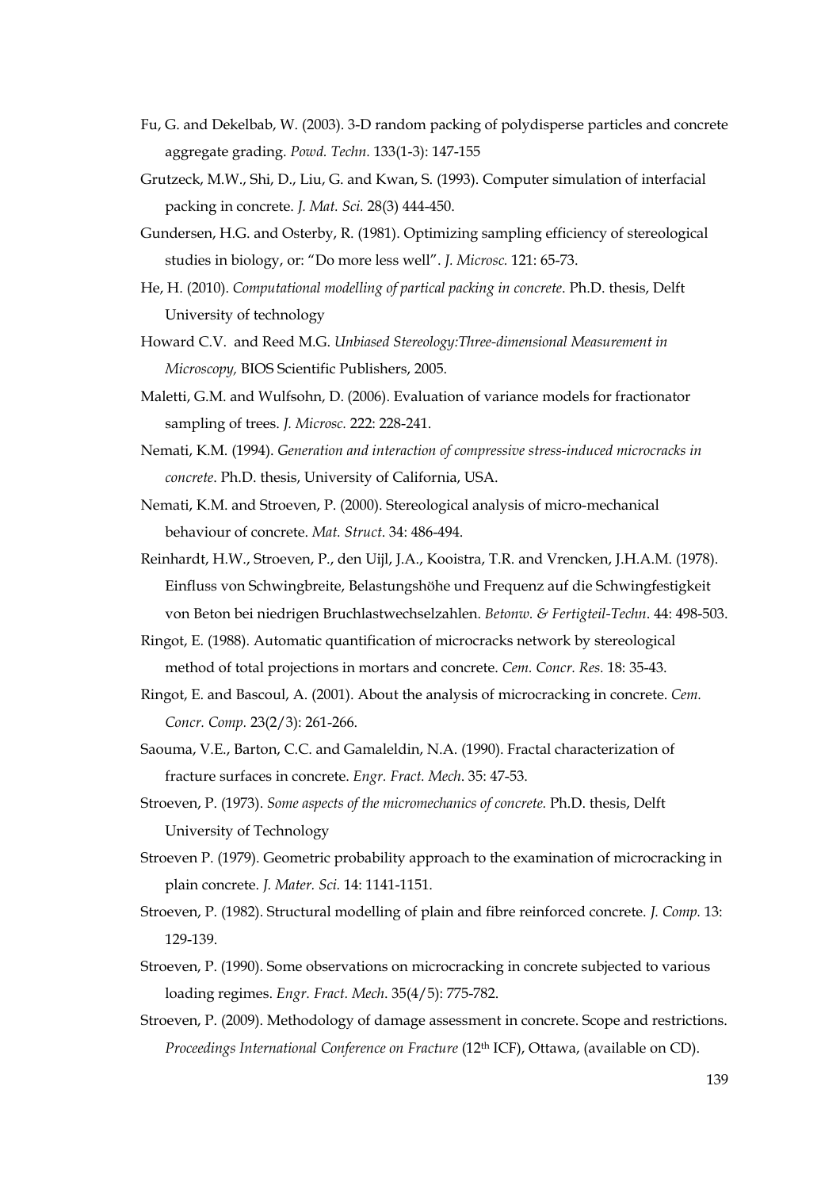Fu, G. and Dekelbab, W. (2003). 3-D random packing of polydisperse particles and concrete aggregate grading. *Powd. Techn.* 133(1-3): 147-155

Grutzeck, M.W., Shi, D., Liu, G. and Kwan, S. (1993). Computer simulation of interfacial packing in concrete. *J. Mat. Sci.* 28(3) 444-450.

Gundersen, H.G. and Osterby, R. (1981). Optimizing sampling efficiency of stereological studies in biology, or: "Do more less well". *J. Microsc.* 121: 65-73.

He, H. (2010). *Computational modelling of partical packing in concrete*. Ph.D. thesis, Delft University of technology

Howard C.V. and Reed M.G. *Unbiased Stereology:Three-dimensional Measurement in Microscopy,* BIOS Scientific Publishers, 2005.

Maletti, G.M. and Wulfsohn, D. (2006). Evaluation of variance models for fractionator sampling of trees. *J. Microsc.* 222: 228-241.

Nemati, K.M. (1994). *Generation and interaction of compressive stress-induced microcracks in concrete*. Ph.D. thesis, University of California, USA.

Nemati, K.M. and Stroeven, P. (2000). Stereological analysis of micro-mechanical behaviour of concrete. *Mat. Struct*. 34: 486-494.

Reinhardt, H.W., Stroeven, P., den Uijl, J.A., Kooistra, T.R. and Vrencken, J.H.A.M. (1978). Einfluss von Schwingbreite, Belastungshöhe und Frequenz auf die Schwingfestigkeit von Beton bei niedrigen Bruchlastwechselzahlen. *Betonw. & Fertigteil-Techn*. 44: 498-503.

Ringot, E. (1988). Automatic quantification of microcracks network by stereological method of total projections in mortars and concrete. *Cem. Concr. Res.* 18: 35-43.

Ringot, E. and Bascoul, A. (2001). About the analysis of microcracking in concrete. *Cem. Concr. Comp.* 23(2/3): 261-266.

Saouma, V.E., Barton, C.C. and Gamaleldin, N.A. (1990). Fractal characterization of fracture surfaces in concrete. *Engr. Fract. Mech*. 35: 47-53.

Stroeven, P. (1973). *Some aspects of the micromechanics of concrete.* Ph.D. thesis, Delft University of Technology

Stroeven P. (1979). Geometric probability approach to the examination of microcracking in plain concrete. *J. Mater. Sci.* 14: 1141-1151.

Stroeven, P. (1982). Structural modelling of plain and fibre reinforced concrete. *J. Comp.* 13: 129-139.

Stroeven, P. (1990). Some observations on microcracking in concrete subjected to various loading regimes. *Engr. Fract. Mech.* 35(4/5): 775-782.

Stroeven, P. (2009). Methodology of damage assessment in concrete. Scope and restrictions. *Proceedings International Conference on Fracture* (12th ICF), Ottawa, (available on CD).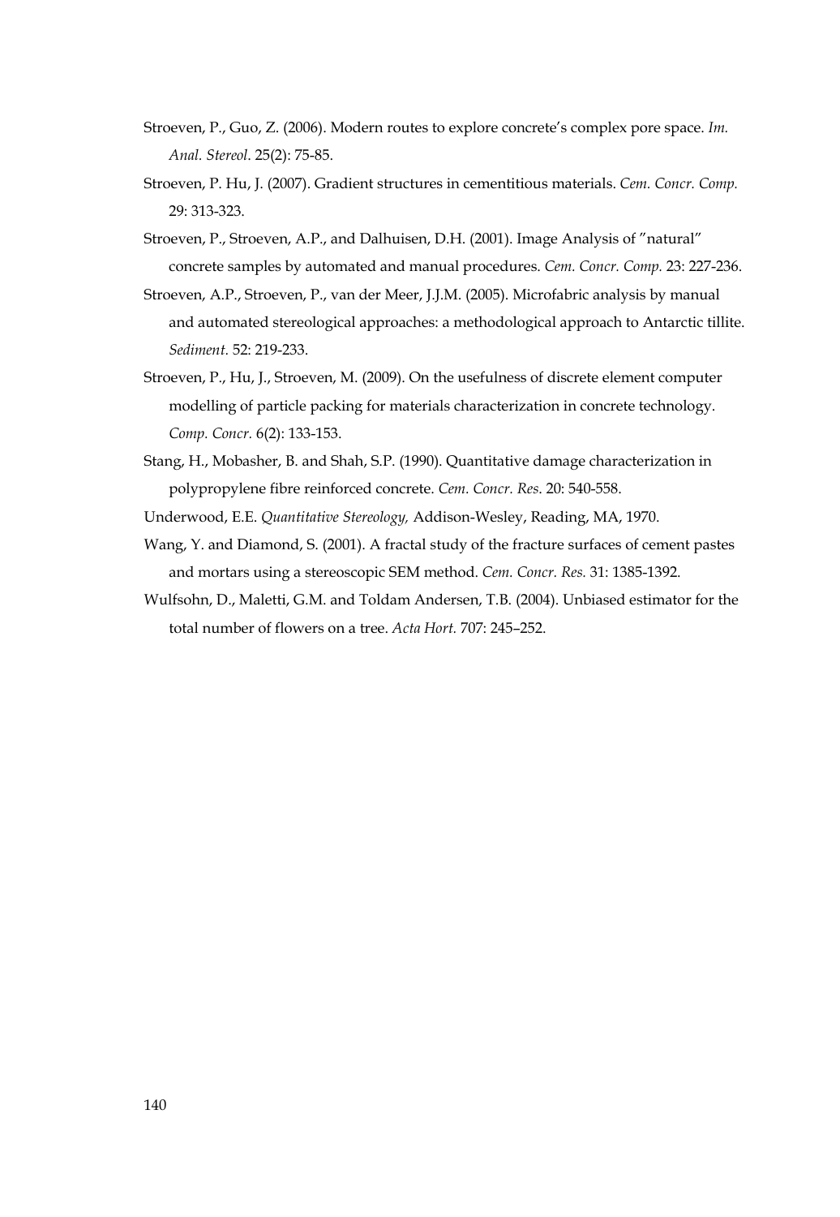Stroeven, P., Guo, Z. (2006). Modern routes to explore concrete's complex pore space. *Im. Anal. Stereol.* 25(2): 75-85.

Stroeven, P. Hu, J. (2007). Gradient structures in cementitious materials. *Cem. Concr. Comp.* 29: 313-323.

Stroeven, P., Stroeven, A.P., and Dalhuisen, D.H. (2001). Image Analysis of "natural" concrete samples by automated and manual procedures. *Cem. Concr. Comp.* 23: 227-236.

Stroeven, A.P., Stroeven, P., van der Meer, J.J.M. (2005). Microfabric analysis by manual and automated stereological approaches: a methodological approach to Antarctic tillite. *Sediment.* 52: 219-233.

Stroeven, P., Hu, J., Stroeven, M. (2009). On the usefulness of discrete element computer modelling of particle packing for materials characterization in concrete technology. *Comp. Concr.* 6(2): 133-153.

Stang, H., Mobasher, B. and Shah, S.P. (1990). Quantitative damage characterization in polypropylene fibre reinforced concrete. *Cem. Concr. Res.* 20: 540-558.

Underwood, E.E. *Quantitative Stereology,* Addison-Wesley, Reading, MA, 1970.

Wang, Y. and Diamond, S. (2001). A fractal study of the fracture surfaces of cement pastes and mortars using a stereoscopic SEM method. *Cem. Concr. Res.* 31: 1385-1392.

Wulfsohn, D., Maletti, G.M. and Toldam Andersen, T.B. (2004). Unbiased estimator for the total number of flowers on a tree. *Acta Hort.* 707: 245–252.